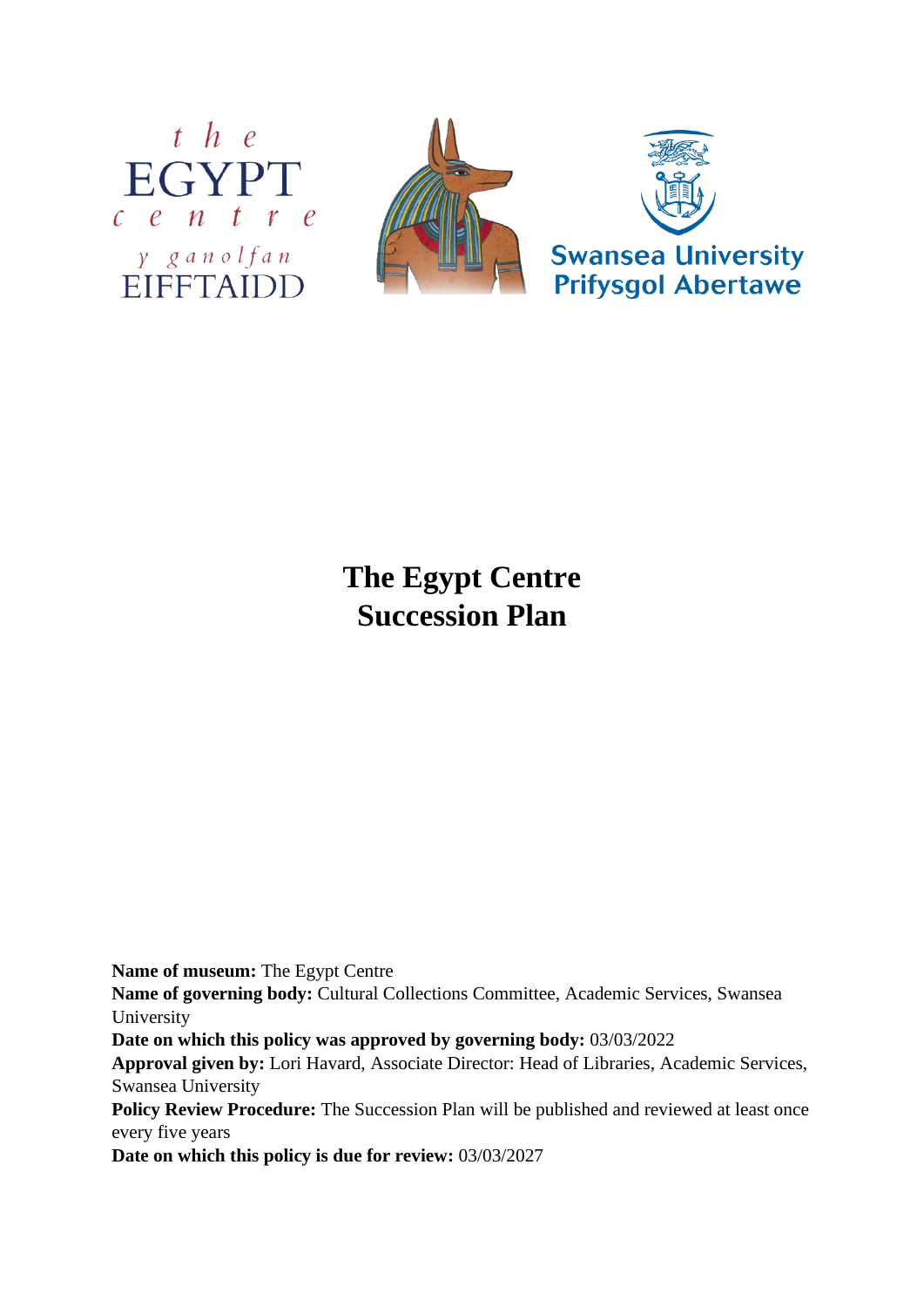# The Egypt Centre Succession Plan

**Name of museum:** The Egypt Centre
**Name of governing body:** Cultural Collections Committee, Academic Services, Swansea University
**Date on which this policy was approved by governing body:** 03/03/2022
**Approval given by:** Lori Havard, Associate Director: Head of Libraries, Academic Services, Swansea University
**Policy Review Procedure:** The Succession Plan will be published and reviewed at least once every five years
**Date on which this policy is due for review:** 03/03/2027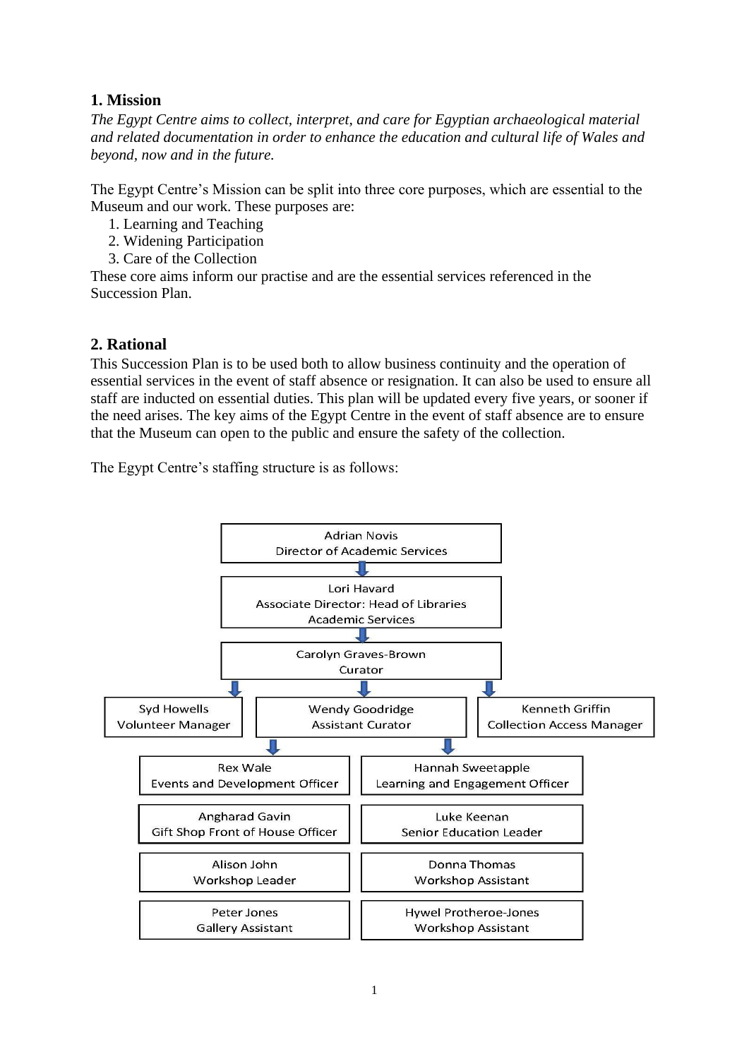## 1. Mission

*The Egypt Centre aims to collect, interpret, and care for Egyptian archaeological material and related documentation in order to enhance the education and cultural life of Wales and beyond, now and in the future.*

The Egypt Centre's Mission can be split into three core purposes, which are essential to the Museum and our work. These purposes are:

1. Learning and Teaching
2. Widening Participation
3. Care of the Collection

These core aims inform our practise and are the essential services referenced in the Succession Plan.

## 2. Rational

This Succession Plan is to be used both to allow business continuity and the operation of essential services in the event of staff absence or resignation. It can also be used to ensure all staff are inducted on essential duties. This plan will be updated every five years, or sooner if the need arises. The key aims of the Egypt Centre in the event of staff absence are to ensure that the Museum can open to the public and ensure the safety of the collection.

The Egypt Centre's staffing structure is as follows:

Adrian Novis
Director of Academic Services

↓

Lori Havard
Associate Director: Head of Libraries
Academic Services

↓

Carolyn Graves-Brown
Curator

↓

- Syd Howells — Volunteer Manager
- Wendy Goodridge — Assistant Curator
- Kenneth Griffin — Collection Access Manager

↓

- Rex Wale — Events and Development Officer
- Hannah Sweetapple — Learning and Engagement Officer
- Angharad Gavin — Gift Shop Front of House Officer
- Luke Keenan — Senior Education Leader
- Alison John — Workshop Leader
- Donna Thomas — Workshop Assistant
- Peter Jones — Gallery Assistant
- Hywel Protheroe-Jones — Workshop Assistant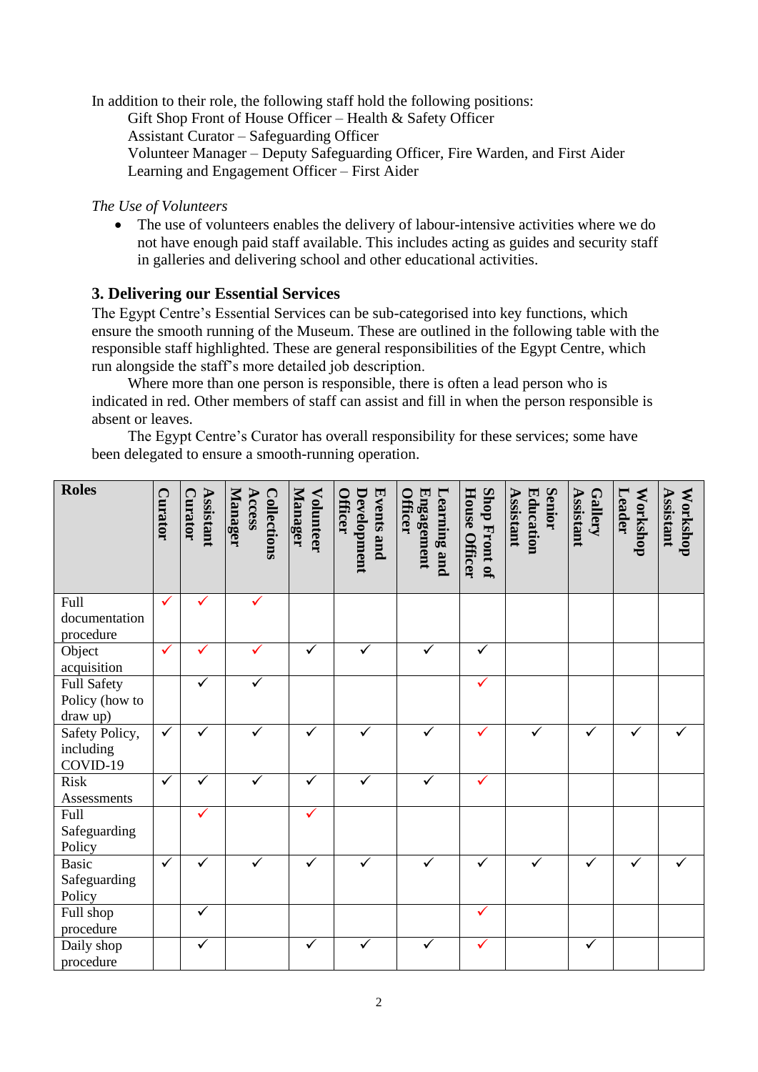In addition to their role, the following staff hold the following positions:

Gift Shop Front of House Officer – Health & Safety Officer
Assistant Curator – Safeguarding Officer
Volunteer Manager – Deputy Safeguarding Officer, Fire Warden, and First Aider
Learning and Engagement Officer – First Aider

*The Use of Volunteers*

- The use of volunteers enables the delivery of labour-intensive activities where we do not have enough paid staff available. This includes acting as guides and security staff in galleries and delivering school and other educational activities.

## 3. Delivering our Essential Services

The Egypt Centre's Essential Services can be sub-categorised into key functions, which ensure the smooth running of the Museum. These are outlined in the following table with the responsible staff highlighted. These are general responsibilities of the Egypt Centre, which run alongside the staff's more detailed job description.

Where more than one person is responsible, there is often a lead person who is indicated in red. Other members of staff can assist and fill in when the person responsible is absent or leaves.

The Egypt Centre's Curator has overall responsibility for these services; some have been delegated to ensure a smooth-running operation.

| Roles | Curator | Assistant Curator | Collections Access Manager | Volunteer Manager | Events and Development Officer | Learning and Engagement Officer | Shop Front of House Officer | Senior Education Assistant | Gallery Assistant | Workshop Leader | Workshop Assistant |
|---|---|---|---|---|---|---|---|---|---|---|---|
| Full documentation procedure | ✓ | ✓ | ✓ | | | | | | | | |
| Object acquisition | ✓ | ✓ | ✓ | ✓ | ✓ | ✓ | ✓ | | | | |
| Full Safety Policy (how to draw up) | | ✓ | ✓ | | | | ✓ | | | | |
| Safety Policy, including COVID-19 | ✓ | ✓ | ✓ | ✓ | ✓ | ✓ | ✓ | ✓ | ✓ | ✓ | ✓ |
| Risk Assessments | ✓ | ✓ | ✓ | ✓ | ✓ | ✓ | ✓ | | | | |
| Full Safeguarding Policy | | ✓ | | ✓ | | | | | | | |
| Basic Safeguarding Policy | ✓ | ✓ | ✓ | ✓ | ✓ | ✓ | ✓ | ✓ | ✓ | ✓ | ✓ |
| Full shop procedure | | ✓ | | | | | ✓ | | | | |
| Daily shop procedure | | ✓ | | ✓ | ✓ | ✓ | ✓ | | ✓ | | |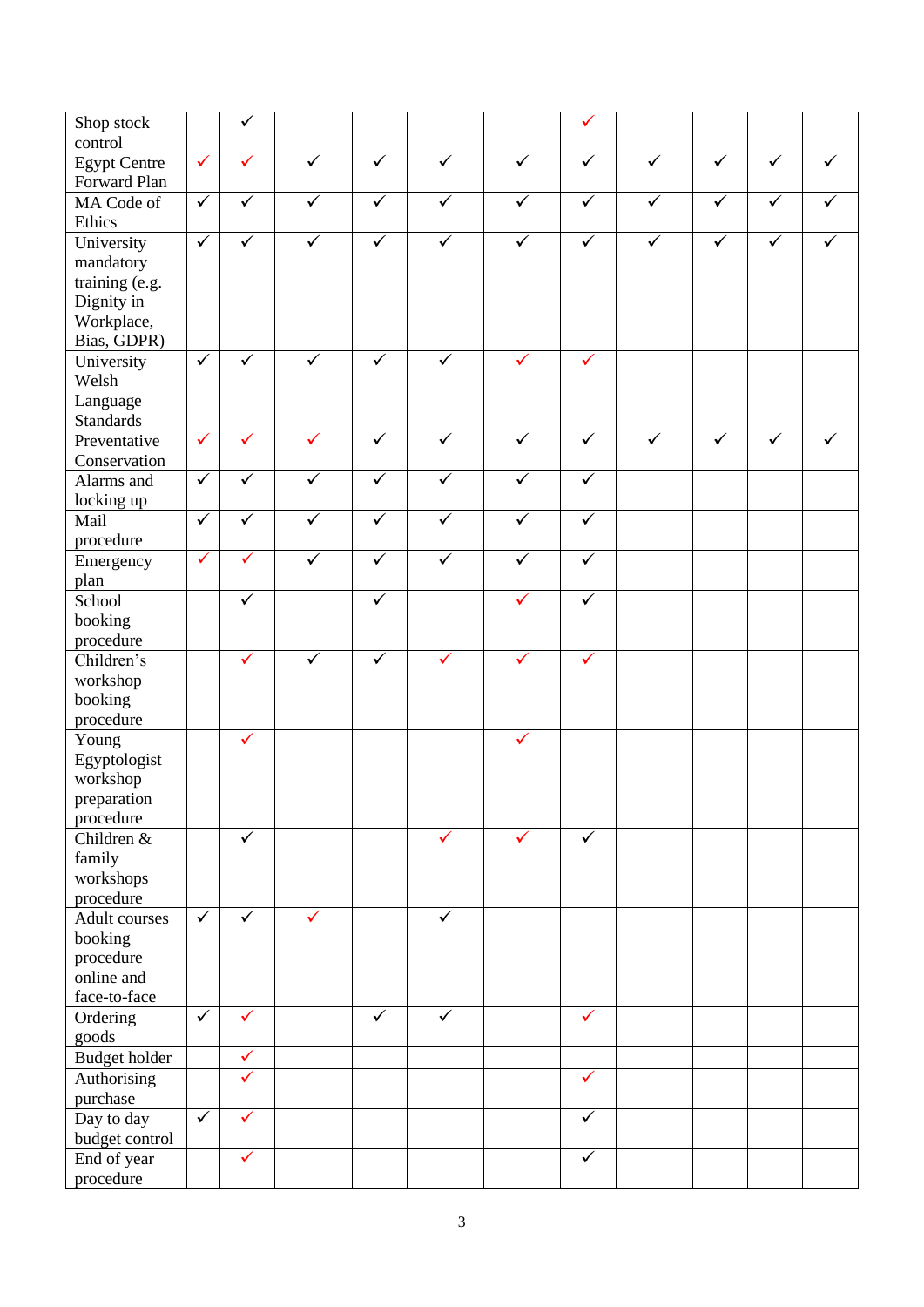| | | | | | | | | | | | |
|---|---|---|---|---|---|---|---|---|---|---|---|
| Shop stock control | | ✓ | | | | | ✓ | | | | |
| Egypt Centre Forward Plan | ✓ | ✓ | ✓ | ✓ | ✓ | ✓ | ✓ | ✓ | ✓ | ✓ | ✓ |
| MA Code of Ethics | ✓ | ✓ | ✓ | ✓ | ✓ | ✓ | ✓ | ✓ | ✓ | ✓ | ✓ |
| University mandatory training (e.g. Dignity in Workplace, Bias, GDPR) | ✓ | ✓ | ✓ | ✓ | ✓ | ✓ | ✓ | ✓ | ✓ | ✓ | ✓ |
| University Welsh Language Standards | ✓ | ✓ | ✓ | ✓ | ✓ | ✓ | ✓ | | | | |
| Preventative Conservation | ✓ | ✓ | ✓ | ✓ | ✓ | ✓ | ✓ | ✓ | ✓ | ✓ | ✓ |
| Alarms and locking up | ✓ | ✓ | ✓ | ✓ | ✓ | ✓ | ✓ | | | | |
| Mail procedure | ✓ | ✓ | ✓ | ✓ | ✓ | ✓ | ✓ | | | | |
| Emergency plan | ✓ | ✓ | ✓ | ✓ | ✓ | ✓ | ✓ | | | | |
| School booking procedure | | ✓ | | ✓ | | ✓ | ✓ | | | | |
| Children's workshop booking procedure | | ✓ | ✓ | ✓ | ✓ | ✓ | ✓ | | | | |
| Young Egyptologist workshop preparation procedure | | ✓ | | | | ✓ | | | | | |
| Children & family workshops procedure | | ✓ | | | ✓ | ✓ | ✓ | | | | |
| Adult courses booking procedure online and face-to-face | ✓ | ✓ | ✓ | | ✓ | | | | | | |
| Ordering goods | ✓ | ✓ | | ✓ | ✓ | | ✓ | | | | |
| Budget holder | | ✓ | | | | | | | | | |
| Authorising purchase | | ✓ | | | | | ✓ | | | | |
| Day to day budget control | ✓ | ✓ | | | | | ✓ | | | | |
| End of year procedure | | ✓ | | | | | ✓ | | | | |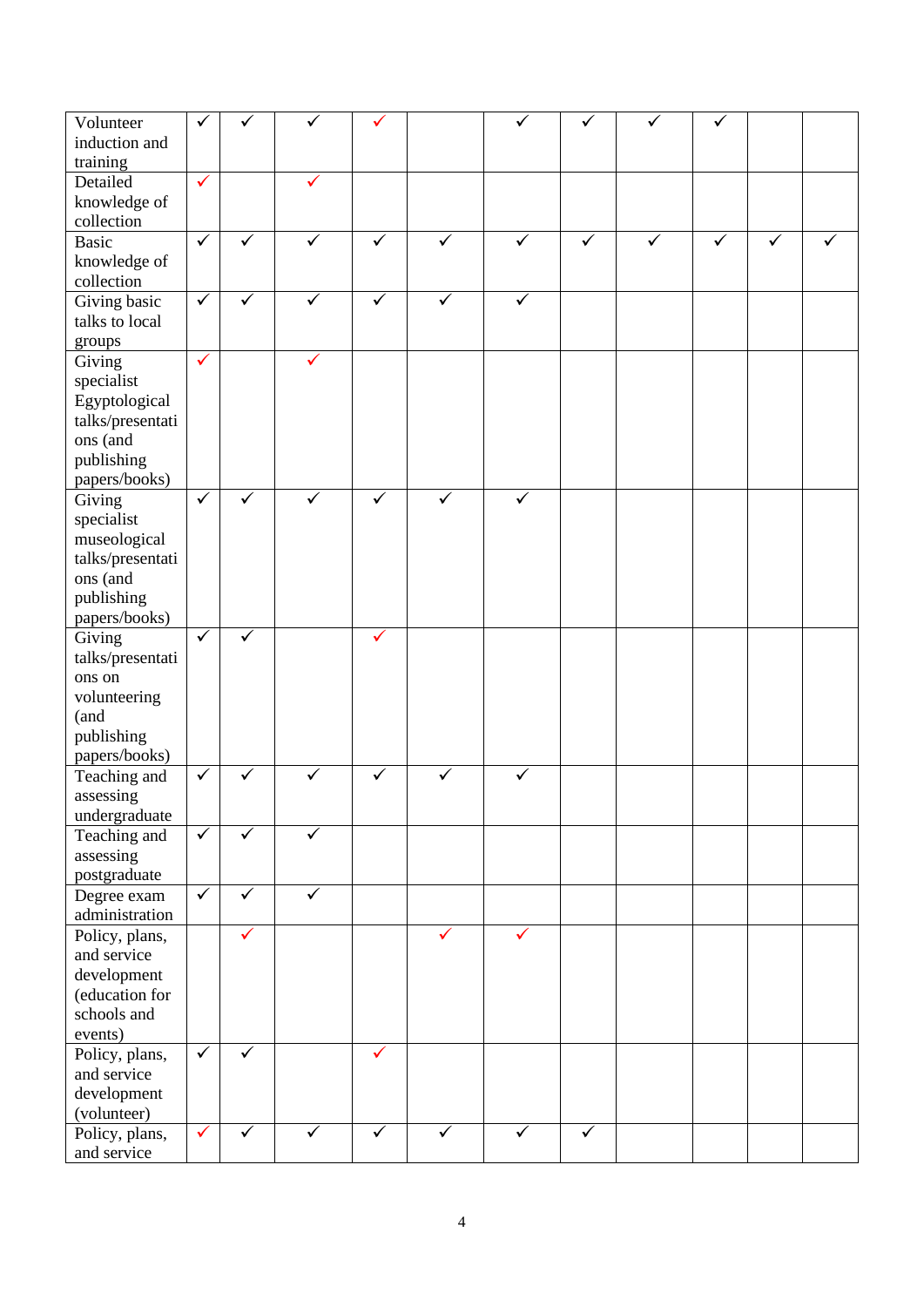| | | | | | | | | | | |
|---|---|---|---|---|---|---|---|---|---|---|---|
| Volunteer induction and training | ✓ | ✓ | ✓ | ✓ | | ✓ | ✓ | ✓ | ✓ | | |
| Detailed knowledge of collection | ✓ | | ✓ | | | | | | | | |
| Basic knowledge of collection | ✓ | ✓ | ✓ | ✓ | ✓ | ✓ | ✓ | ✓ | ✓ | ✓ | ✓ |
| Giving basic talks to local groups | ✓ | ✓ | ✓ | ✓ | ✓ | ✓ | | | | | |
| Giving specialist Egyptological talks/presentations (and publishing papers/books) | ✓ | | ✓ | | | | | | | | |
| Giving specialist museological talks/presentations (and publishing papers/books) | ✓ | ✓ | ✓ | ✓ | ✓ | ✓ | | | | | |
| Giving talks/presentations on volunteering (and publishing papers/books) | ✓ | ✓ | | ✓ | | | | | | | |
| Teaching and assessing undergraduate | ✓ | ✓ | ✓ | ✓ | ✓ | ✓ | | | | | |
| Teaching and assessing postgraduate | ✓ | ✓ | ✓ | | | | | | | | |
| Degree exam administration | ✓ | ✓ | ✓ | | | | | | | | |
| Policy, plans, and service development (education for schools and events) | | ✓ | | | ✓ | ✓ | | | | | |
| Policy, plans, and service development (volunteer) | ✓ | ✓ | | ✓ | | | | | | | |
| Policy, plans, and service | ✓ | ✓ | ✓ | ✓ | ✓ | ✓ | ✓ | | | | |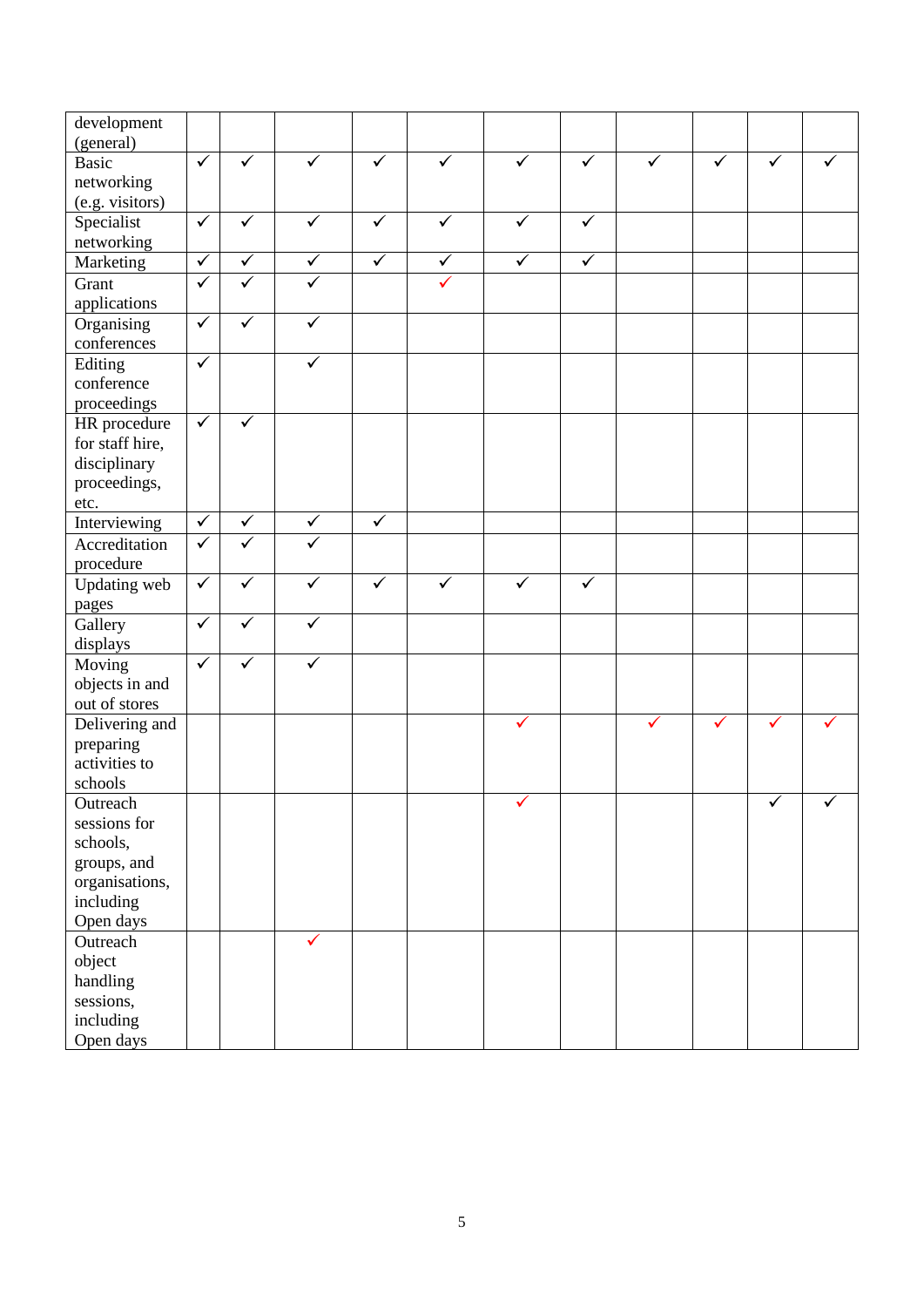| development (general) | | | | | | | | | | | |
|---|---|---|---|---|---|---|---|---|---|---|---|
| Basic networking (e.g. visitors) | ✓ | ✓ | ✓ | ✓ | ✓ | ✓ | ✓ | ✓ | ✓ | ✓ | ✓ |
| Specialist networking | ✓ | ✓ | ✓ | ✓ | ✓ | ✓ | ✓ | | | | |
| Marketing | ✓ | ✓ | ✓ | ✓ | ✓ | ✓ | ✓ | | | | |
| Grant applications | ✓ | ✓ | ✓ | | ✓ | | | | | | |
| Organising conferences | ✓ | ✓ | ✓ | | | | | | | | |
| Editing conference proceedings | ✓ | | ✓ | | | | | | | | |
| HR procedure for staff hire, disciplinary proceedings, etc. | ✓ | ✓ | | | | | | | | | |
| Interviewing | ✓ | ✓ | ✓ | ✓ | | | | | | | |
| Accreditation procedure | ✓ | ✓ | ✓ | | | | | | | | |
| Updating web pages | ✓ | ✓ | ✓ | ✓ | ✓ | ✓ | ✓ | | | | |
| Gallery displays | ✓ | ✓ | ✓ | | | | | | | | |
| Moving objects in and out of stores | ✓ | ✓ | ✓ | | | | | | | | |
| Delivering and preparing activities to schools | | | | | | ✓ | | ✓ | ✓ | ✓ | ✓ |
| Outreach sessions for schools, groups, and organisations, including Open days | | | | | | ✓ | | | | ✓ | ✓ |
| Outreach object handling sessions, including Open days | | | ✓ | | | | | | | | |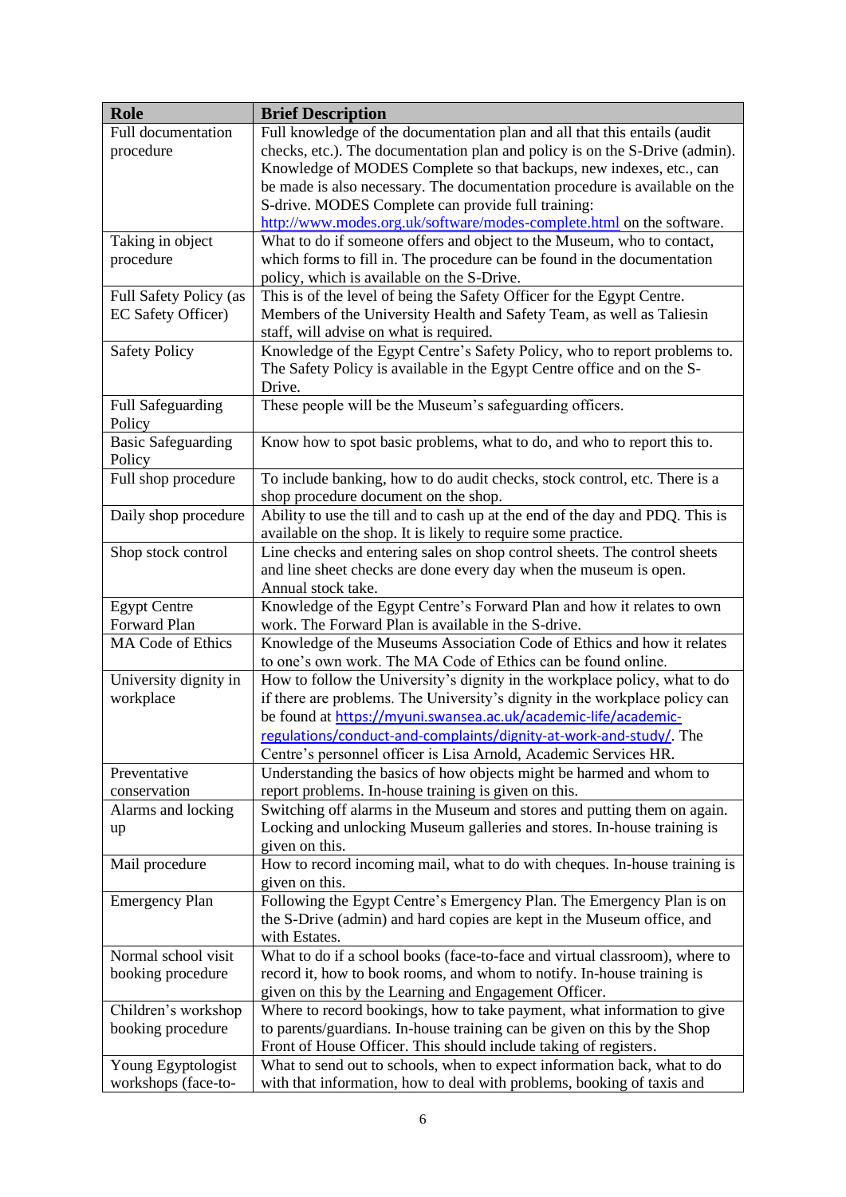| Role | Brief Description |
|---|---|
| Full documentation procedure | Full knowledge of the documentation plan and all that this entails (audit checks, etc.). The documentation plan and policy is on the S-Drive (admin). Knowledge of MODES Complete so that backups, new indexes, etc., can be made is also necessary. The documentation procedure is available on the S-drive. MODES Complete can provide full training: http://www.modes.org.uk/software/modes-complete.html on the software. |
| Taking in object procedure | What to do if someone offers and object to the Museum, who to contact, which forms to fill in. The procedure can be found in the documentation policy, which is available on the S-Drive. |
| Full Safety Policy (as EC Safety Officer) | This is of the level of being the Safety Officer for the Egypt Centre. Members of the University Health and Safety Team, as well as Taliesin staff, will advise on what is required. |
| Safety Policy | Knowledge of the Egypt Centre's Safety Policy, who to report problems to. The Safety Policy is available in the Egypt Centre office and on the S-Drive. |
| Full Safeguarding Policy | These people will be the Museum's safeguarding officers. |
| Basic Safeguarding Policy | Know how to spot basic problems, what to do, and who to report this to. |
| Full shop procedure | To include banking, how to do audit checks, stock control, etc. There is a shop procedure document on the shop. |
| Daily shop procedure | Ability to use the till and to cash up at the end of the day and PDQ. This is available on the shop. It is likely to require some practice. |
| Shop stock control | Line checks and entering sales on shop control sheets. The control sheets and line sheet checks are done every day when the museum is open. Annual stock take. |
| Egypt Centre Forward Plan | Knowledge of the Egypt Centre's Forward Plan and how it relates to own work. The Forward Plan is available in the S-drive. |
| MA Code of Ethics | Knowledge of the Museums Association Code of Ethics and how it relates to one's own work. The MA Code of Ethics can be found online. |
| University dignity in workplace | How to follow the University's dignity in the workplace policy, what to do if there are problems. The University's dignity in the workplace policy can be found at https://myuni.swansea.ac.uk/academic-life/academic-regulations/conduct-and-complaints/dignity-at-work-and-study/. The Centre's personnel officer is Lisa Arnold, Academic Services HR. |
| Preventative conservation | Understanding the basics of how objects might be harmed and whom to report problems. In-house training is given on this. |
| Alarms and locking up | Switching off alarms in the Museum and stores and putting them on again. Locking and unlocking Museum galleries and stores. In-house training is given on this. |
| Mail procedure | How to record incoming mail, what to do with cheques. In-house training is given on this. |
| Emergency Plan | Following the Egypt Centre's Emergency Plan. The Emergency Plan is on the S-Drive (admin) and hard copies are kept in the Museum office, and with Estates. |
| Normal school visit booking procedure | What to do if a school books (face-to-face and virtual classroom), where to record it, how to book rooms, and whom to notify. In-house training is given on this by the Learning and Engagement Officer. |
| Children's workshop booking procedure | Where to record bookings, how to take payment, what information to give to parents/guardians. In-house training can be given on this by the Shop Front of House Officer. This should include taking of registers. |
| Young Egyptologist workshops (face-to- | What to send out to schools, when to expect information back, what to do with that information, how to deal with problems, booking of taxis and |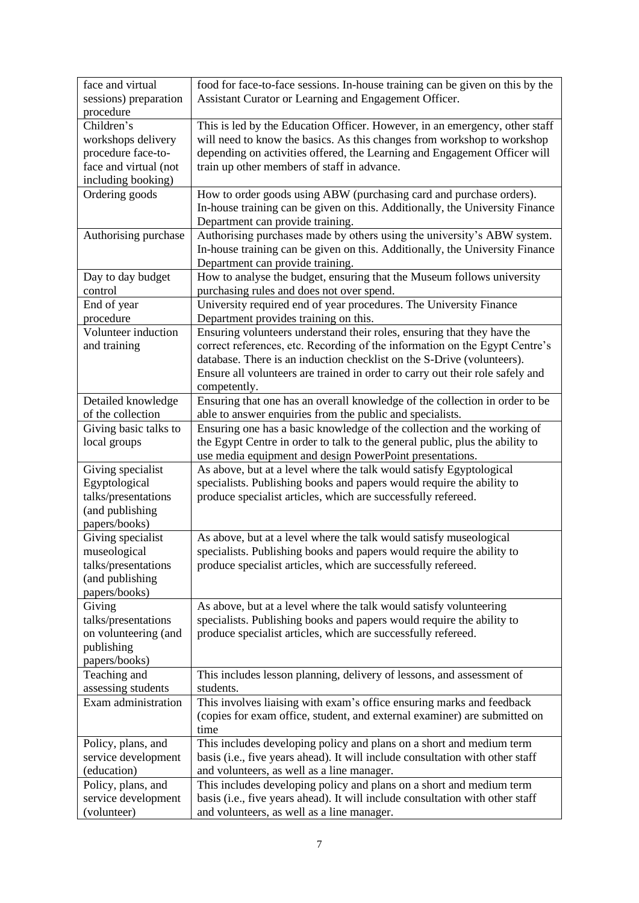| | |
|---|---|
| face and virtual sessions) preparation procedure | food for face-to-face sessions. In-house training can be given on this by the Assistant Curator or Learning and Engagement Officer. |
| Children's workshops delivery procedure face-to-face and virtual (not including booking) | This is led by the Education Officer. However, in an emergency, other staff will need to know the basics. As this changes from workshop to workshop depending on activities offered, the Learning and Engagement Officer will train up other members of staff in advance. |
| Ordering goods | How to order goods using ABW (purchasing card and purchase orders). In-house training can be given on this. Additionally, the University Finance Department can provide training. |
| Authorising purchase | Authorising purchases made by others using the university's ABW system. In-house training can be given on this. Additionally, the University Finance Department can provide training. |
| Day to day budget control | How to analyse the budget, ensuring that the Museum follows university purchasing rules and does not over spend. |
| End of year procedure | University required end of year procedures. The University Finance Department provides training on this. |
| Volunteer induction and training | Ensuring volunteers understand their roles, ensuring that they have the correct references, etc. Recording of the information on the Egypt Centre's database. There is an induction checklist on the S-Drive (volunteers). Ensure all volunteers are trained in order to carry out their role safely and competently. |
| Detailed knowledge of the collection | Ensuring that one has an overall knowledge of the collection in order to be able to answer enquiries from the public and specialists. |
| Giving basic talks to local groups | Ensuring one has a basic knowledge of the collection and the working of the Egypt Centre in order to talk to the general public, plus the ability to use media equipment and design PowerPoint presentations. |
| Giving specialist Egyptological talks/presentations (and publishing papers/books) | As above, but at a level where the talk would satisfy Egyptological specialists. Publishing books and papers would require the ability to produce specialist articles, which are successfully refereed. |
| Giving specialist museological talks/presentations (and publishing papers/books) | As above, but at a level where the talk would satisfy museological specialists. Publishing books and papers would require the ability to produce specialist articles, which are successfully refereed. |
| Giving talks/presentations on volunteering (and publishing papers/books) | As above, but at a level where the talk would satisfy volunteering specialists. Publishing books and papers would require the ability to produce specialist articles, which are successfully refereed. |
| Teaching and assessing students | This includes lesson planning, delivery of lessons, and assessment of students. |
| Exam administration | This involves liaising with exam's office ensuring marks and feedback (copies for exam office, student, and external examiner) are submitted on time |
| Policy, plans, and service development (education) | This includes developing policy and plans on a short and medium term basis (i.e., five years ahead). It will include consultation with other staff and volunteers, as well as a line manager. |
| Policy, plans, and service development (volunteer) | This includes developing policy and plans on a short and medium term basis (i.e., five years ahead). It will include consultation with other staff and volunteers, as well as a line manager. |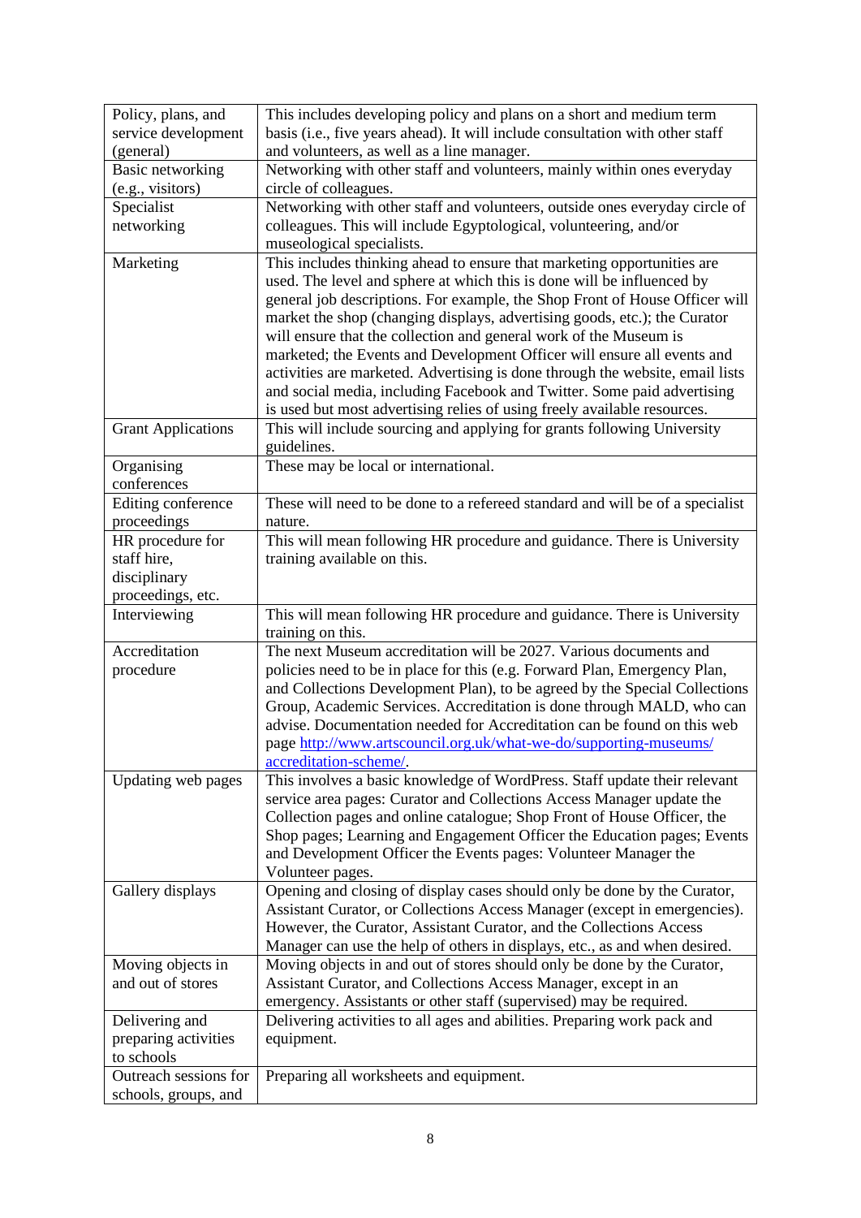| | |
|---|---|
| Policy, plans, and service development (general) | This includes developing policy and plans on a short and medium term basis (i.e., five years ahead). It will include consultation with other staff and volunteers, as well as a line manager. |
| Basic networking (e.g., visitors) | Networking with other staff and volunteers, mainly within ones everyday circle of colleagues. |
| Specialist networking | Networking with other staff and volunteers, outside ones everyday circle of colleagues. This will include Egyptological, volunteering, and/or museological specialists. |
| Marketing | This includes thinking ahead to ensure that marketing opportunities are used. The level and sphere at which this is done will be influenced by general job descriptions. For example, the Shop Front of House Officer will market the shop (changing displays, advertising goods, etc.); the Curator will ensure that the collection and general work of the Museum is marketed; the Events and Development Officer will ensure all events and activities are marketed. Advertising is done through the website, email lists and social media, including Facebook and Twitter. Some paid advertising is used but most advertising relies of using freely available resources. |
| Grant Applications | This will include sourcing and applying for grants following University guidelines. |
| Organising conferences | These may be local or international. |
| Editing conference proceedings | These will need to be done to a refereed standard and will be of a specialist nature. |
| HR procedure for staff hire, disciplinary proceedings, etc. | This will mean following HR procedure and guidance. There is University training available on this. |
| Interviewing | This will mean following HR procedure and guidance. There is University training on this. |
| Accreditation procedure | The next Museum accreditation will be 2027. Various documents and policies need to be in place for this (e.g. Forward Plan, Emergency Plan, and Collections Development Plan), to be agreed by the Special Collections Group, Academic Services. Accreditation is done through MALD, who can advise. Documentation needed for Accreditation can be found on this web page [http://www.artscouncil.org.uk/what-we-do/supporting-museums/accreditation-scheme/](http://www.artscouncil.org.uk/what-we-do/supporting-museums/accreditation-scheme/). |
| Updating web pages | This involves a basic knowledge of WordPress. Staff update their relevant service area pages: Curator and Collections Access Manager update the Collection pages and online catalogue; Shop Front of House Officer, the Shop pages; Learning and Engagement Officer the Education pages; Events and Development Officer the Events pages: Volunteer Manager the Volunteer pages. |
| Gallery displays | Opening and closing of display cases should only be done by the Curator, Assistant Curator, or Collections Access Manager (except in emergencies). However, the Curator, Assistant Curator, and the Collections Access Manager can use the help of others in displays, etc., as and when desired. |
| Moving objects in and out of stores | Moving objects in and out of stores should only be done by the Curator, Assistant Curator, and Collections Access Manager, except in an emergency. Assistants or other staff (supervised) may be required. |
| Delivering and preparing activities to schools | Delivering activities to all ages and abilities. Preparing work pack and equipment. |
| Outreach sessions for schools, groups, and | Preparing all worksheets and equipment. |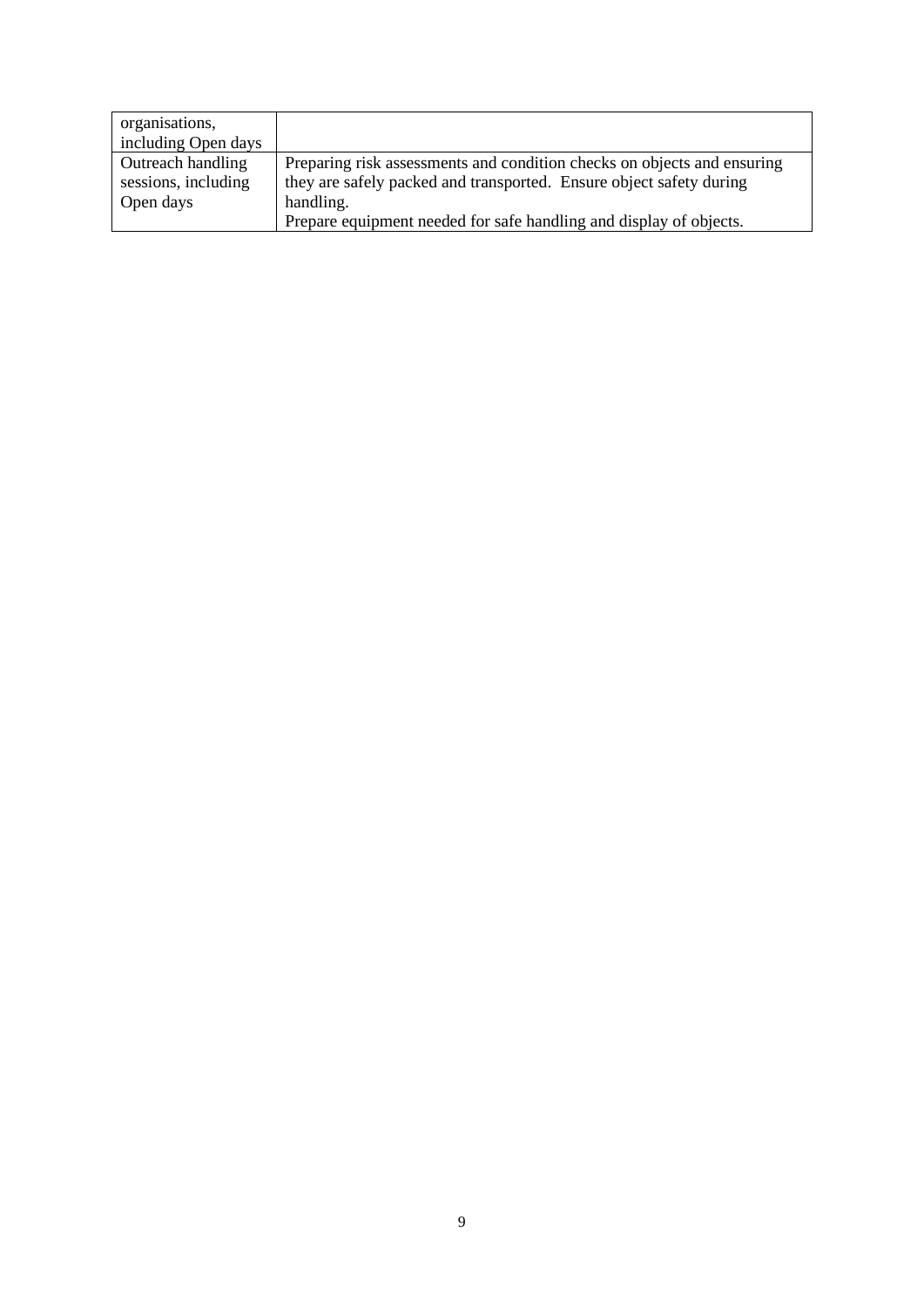| | |
|---|---|
| organisations, including Open days | |
| Outreach handling sessions, including Open days | Preparing risk assessments and condition checks on objects and ensuring they are safely packed and transported. Ensure object safety during handling.<br>Prepare equipment needed for safe handling and display of objects. |